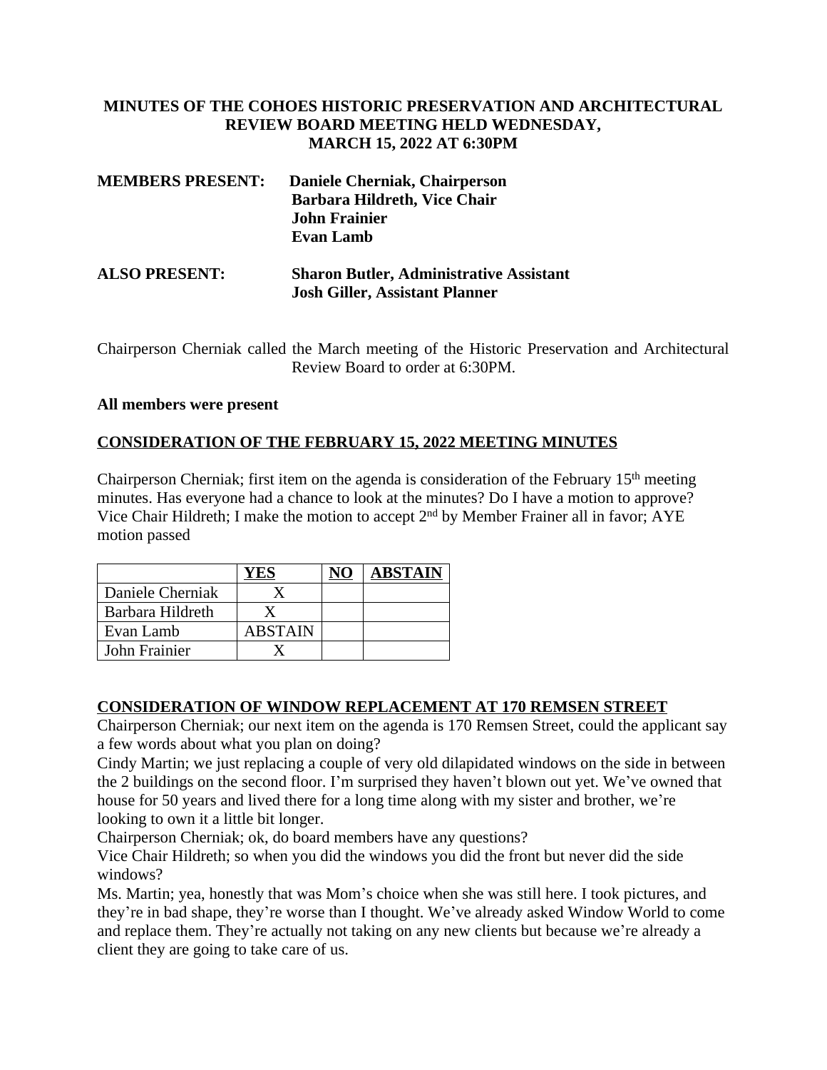**MINUTES OF THE COHOES HISTORIC PRESERVATION AND ARCHITECTURAL REVIEW BOARD MEETING HELD WEDNESDAY, MARCH 15, 2022 AT 6:30PM**

**MEMBERS PRESENT:** **Daniele Cherniak, Chairperson**
**Barbara Hildreth, Vice Chair**
**John Frainier**
**Evan Lamb**

**ALSO PRESENT:** **Sharon Butler, Administrative Assistant**
**Josh Giller, Assistant Planner**

Chairperson Cherniak called the March meeting of the Historic Preservation and Architectural Review Board to order at 6:30PM.

**All members were present**

**CONSIDERATION OF THE FEBRUARY 15, 2022 MEETING MINUTES**

Chairperson Cherniak; first item on the agenda is consideration of the February 15th meeting minutes. Has everyone had a chance to look at the minutes? Do I have a motion to approve? Vice Chair Hildreth; I make the motion to accept 2nd by Member Frainer all in favor; AYE motion passed

| | YES | NO | ABSTAIN |
|---|---|---|---|
| Daniele Cherniak | X | | |
| Barbara Hildreth | X | | |
| Evan Lamb | ABSTAIN | | |
| John Frainier | X | | |

**CONSIDERATION OF WINDOW REPLACEMENT AT 170 REMSEN STREET**

Chairperson Cherniak; our next item on the agenda is 170 Remsen Street, could the applicant say a few words about what you plan on doing?

Cindy Martin; we just replacing a couple of very old dilapidated windows on the side in between the 2 buildings on the second floor. I'm surprised they haven't blown out yet. We've owned that house for 50 years and lived there for a long time along with my sister and brother, we're looking to own it a little bit longer.

Chairperson Cherniak; ok, do board members have any questions?

Vice Chair Hildreth; so when you did the windows you did the front but never did the side windows?

Ms. Martin; yea, honestly that was Mom's choice when she was still here. I took pictures, and they're in bad shape, they're worse than I thought. We've already asked Window World to come and replace them. They're actually not taking on any new clients but because we're already a client they are going to take care of us.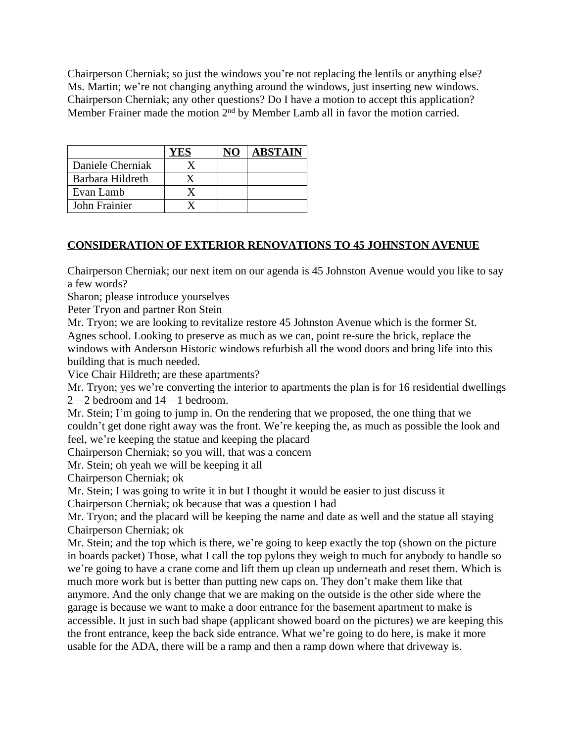Chairperson Cherniak; so just the windows you're not replacing the lentils or anything else?
Ms. Martin; we're not changing anything around the windows, just inserting new windows.
Chairperson Cherniak; any other questions? Do I have a motion to accept this application?
Member Frainer made the motion 2nd by Member Lamb all in favor the motion carried.

| | YES | NO | ABSTAIN |
|---|---|---|---|
| Daniele Cherniak | X | | |
| Barbara Hildreth | X | | |
| Evan Lamb | X | | |
| John Frainier | X | | |

**CONSIDERATION OF EXTERIOR RENOVATIONS TO 45 JOHNSTON AVENUE**

Chairperson Cherniak; our next item on our agenda is 45 Johnston Avenue would you like to say a few words?
Sharon; please introduce yourselves
Peter Tryon and partner Ron Stein
Mr. Tryon; we are looking to revitalize restore 45 Johnston Avenue which is the former St. Agnes school. Looking to preserve as much as we can, point re-sure the brick, replace the windows with Anderson Historic windows refurbish all the wood doors and bring life into this building that is much needed.
Vice Chair Hildreth; are these apartments?
Mr. Tryon; yes we're converting the interior to apartments the plan is for 16 residential dwellings 2 – 2 bedroom and 14 – 1 bedroom.
Mr. Stein; I'm going to jump in. On the rendering that we proposed, the one thing that we couldn't get done right away was the front. We're keeping the, as much as possible the look and feel, we're keeping the statue and keeping the placard
Chairperson Cherniak; so you will, that was a concern
Mr. Stein; oh yeah we will be keeping it all
Chairperson Cherniak; ok
Mr. Stein; I was going to write it in but I thought it would be easier to just discuss it
Chairperson Cherniak; ok because that was a question I had
Mr. Tryon; and the placard will be keeping the name and date as well and the statue all staying
Chairperson Cherniak; ok
Mr. Stein; and the top which is there, we're going to keep exactly the top (shown on the picture in boards packet) Those, what I call the top pylons they weigh to much for anybody to handle so we're going to have a crane come and lift them up clean up underneath and reset them. Which is much more work but is better than putting new caps on. They don't make them like that anymore. And the only change that we are making on the outside is the other side where the garage is because we want to make a door entrance for the basement apartment to make is accessible. It just in such bad shape (applicant showed board on the pictures) we are keeping this the front entrance, keep the back side entrance. What we're going to do here, is make it more usable for the ADA, there will be a ramp and then a ramp down where that driveway is.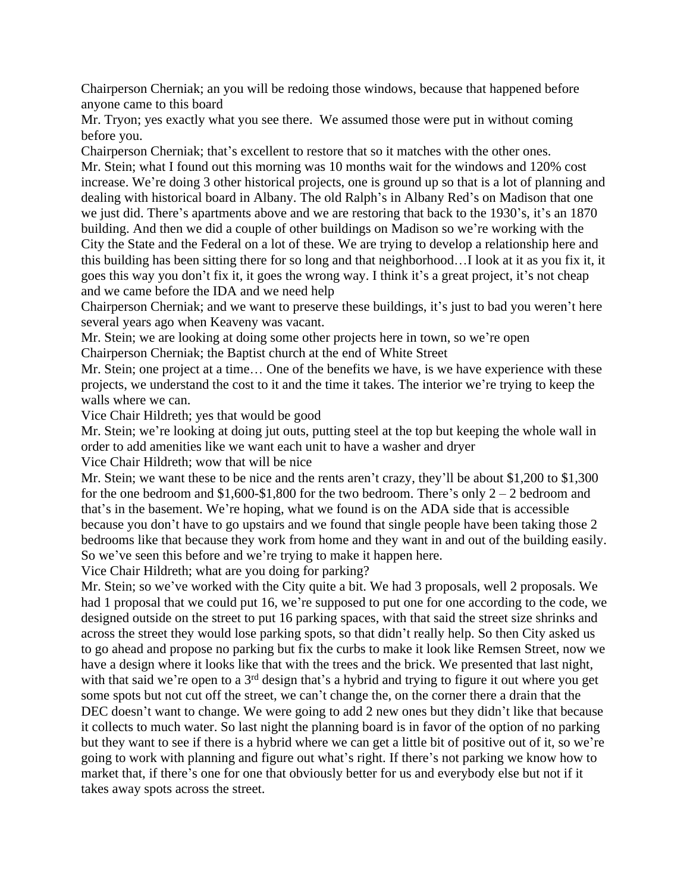Chairperson Cherniak; an you will be redoing those windows, because that happened before anyone came to this board

Mr. Tryon; yes exactly what you see there. We assumed those were put in without coming before you.

Chairperson Cherniak; that's excellent to restore that so it matches with the other ones.

Mr. Stein; what I found out this morning was 10 months wait for the windows and 120% cost increase. We're doing 3 other historical projects, one is ground up so that is a lot of planning and dealing with historical board in Albany. The old Ralph's in Albany Red's on Madison that one we just did. There's apartments above and we are restoring that back to the 1930's, it's an 1870 building. And then we did a couple of other buildings on Madison so we're working with the City the State and the Federal on a lot of these. We are trying to develop a relationship here and this building has been sitting there for so long and that neighborhood…I look at it as you fix it, it goes this way you don't fix it, it goes the wrong way. I think it's a great project, it's not cheap and we came before the IDA and we need help

Chairperson Cherniak; and we want to preserve these buildings, it's just to bad you weren't here several years ago when Keaveny was vacant.

Mr. Stein; we are looking at doing some other projects here in town, so we're open

Chairperson Cherniak; the Baptist church at the end of White Street

Mr. Stein; one project at a time… One of the benefits we have, is we have experience with these projects, we understand the cost to it and the time it takes. The interior we're trying to keep the walls where we can.

Vice Chair Hildreth; yes that would be good

Mr. Stein; we're looking at doing jut outs, putting steel at the top but keeping the whole wall in order to add amenities like we want each unit to have a washer and dryer

Vice Chair Hildreth; wow that will be nice

Mr. Stein; we want these to be nice and the rents aren't crazy, they'll be about $1,200 to $1,300 for the one bedroom and $1,600-$1,800 for the two bedroom. There's only 2 – 2 bedroom and that's in the basement. We're hoping, what we found is on the ADA side that is accessible because you don't have to go upstairs and we found that single people have been taking those 2 bedrooms like that because they work from home and they want in and out of the building easily. So we've seen this before and we're trying to make it happen here.

Vice Chair Hildreth; what are you doing for parking?

Mr. Stein; so we've worked with the City quite a bit. We had 3 proposals, well 2 proposals. We had 1 proposal that we could put 16, we're supposed to put one for one according to the code, we designed outside on the street to put 16 parking spaces, with that said the street size shrinks and across the street they would lose parking spots, so that didn't really help. So then City asked us to go ahead and propose no parking but fix the curbs to make it look like Remsen Street, now we have a design where it looks like that with the trees and the brick. We presented that last night, with that said we're open to a 3rd design that's a hybrid and trying to figure it out where you get some spots but not cut off the street, we can't change the, on the corner there a drain that the DEC doesn't want to change. We were going to add 2 new ones but they didn't like that because it collects to much water. So last night the planning board is in favor of the option of no parking but they want to see if there is a hybrid where we can get a little bit of positive out of it, so we're going to work with planning and figure out what's right. If there's not parking we know how to market that, if there's one for one that obviously better for us and everybody else but not if it takes away spots across the street.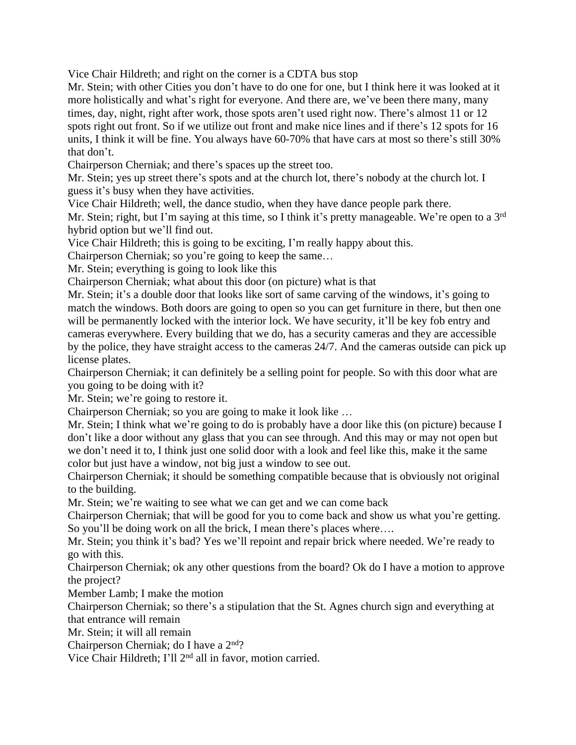Vice Chair Hildreth; and right on the corner is a CDTA bus stop

Mr. Stein; with other Cities you don't have to do one for one, but I think here it was looked at it more holistically and what's right for everyone. And there are, we've been there many, many times, day, night, right after work, those spots aren't used right now. There's almost 11 or 12 spots right out front. So if we utilize out front and make nice lines and if there's 12 spots for 16 units, I think it will be fine. You always have 60-70% that have cars at most so there's still 30% that don't.

Chairperson Cherniak; and there's spaces up the street too.

Mr. Stein; yes up street there's spots and at the church lot, there's nobody at the church lot. I guess it's busy when they have activities.

Vice Chair Hildreth; well, the dance studio, when they have dance people park there.

Mr. Stein; right, but I'm saying at this time, so I think it's pretty manageable. We're open to a 3rd hybrid option but we'll find out.

Vice Chair Hildreth; this is going to be exciting, I'm really happy about this.

Chairperson Cherniak; so you're going to keep the same…

Mr. Stein; everything is going to look like this

Chairperson Cherniak; what about this door (on picture) what is that

Mr. Stein; it's a double door that looks like sort of same carving of the windows, it's going to match the windows. Both doors are going to open so you can get furniture in there, but then one will be permanently locked with the interior lock. We have security, it'll be key fob entry and cameras everywhere. Every building that we do, has a security cameras and they are accessible by the police, they have straight access to the cameras 24/7. And the cameras outside can pick up license plates.

Chairperson Cherniak; it can definitely be a selling point for people. So with this door what are you going to be doing with it?

Mr. Stein; we're going to restore it.

Chairperson Cherniak; so you are going to make it look like …

Mr. Stein; I think what we're going to do is probably have a door like this (on picture) because I don't like a door without any glass that you can see through. And this may or may not open but we don't need it to, I think just one solid door with a look and feel like this, make it the same color but just have a window, not big just a window to see out.

Chairperson Cherniak; it should be something compatible because that is obviously not original to the building.

Mr. Stein; we're waiting to see what we can get and we can come back

Chairperson Cherniak; that will be good for you to come back and show us what you're getting. So you'll be doing work on all the brick, I mean there's places where….

Mr. Stein; you think it's bad? Yes we'll repoint and repair brick where needed. We're ready to go with this.

Chairperson Cherniak; ok any other questions from the board? Ok do I have a motion to approve the project?

Member Lamb; I make the motion

Chairperson Cherniak; so there's a stipulation that the St. Agnes church sign and everything at that entrance will remain

Mr. Stein; it will all remain

Chairperson Cherniak; do I have a 2nd?

Vice Chair Hildreth; I'll 2nd all in favor, motion carried.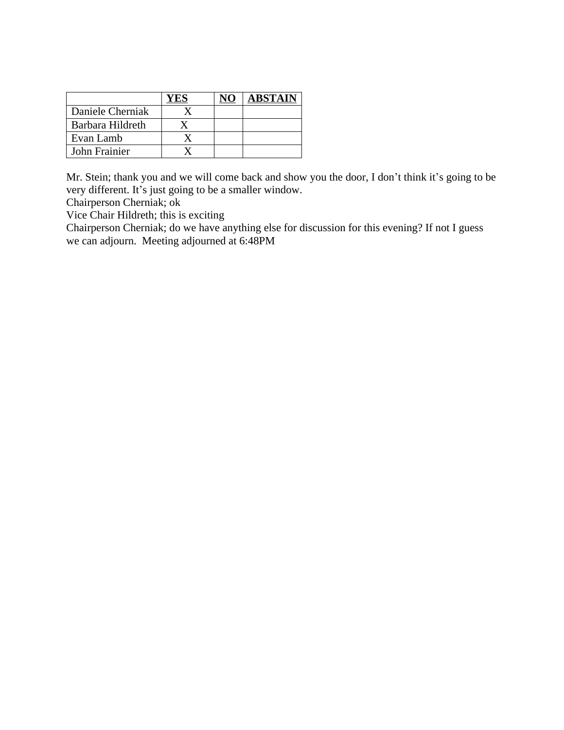| | **YES** | **NO** | **ABSTAIN** |
|---|---|---|---|
| Daniele Cherniak | X | | |
| Barbara Hildreth | X | | |
| Evan Lamb | X | | |
| John Frainier | X | | |

Mr. Stein; thank you and we will come back and show you the door, I don't think it's going to be very different. It's just going to be a smaller window.
Chairperson Cherniak; ok
Vice Chair Hildreth; this is exciting
Chairperson Cherniak; do we have anything else for discussion for this evening? If not I guess we can adjourn. Meeting adjourned at 6:48PM